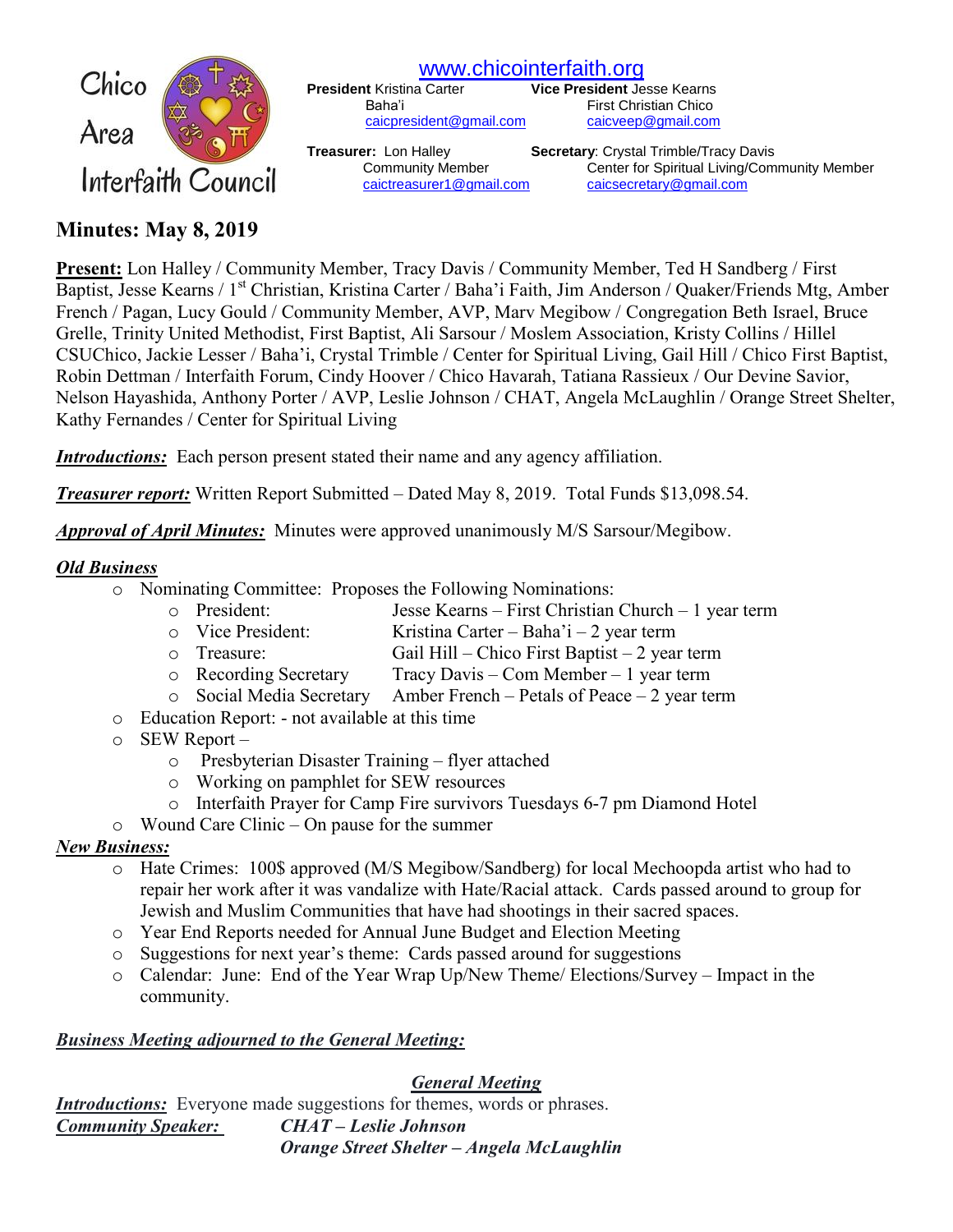# Chico Area Interfaith Council

www.chicointerfaith.org

**President** Kristina Carter
Baha'i
caicpresident@gmail.com

**Vice President** Jesse Kearns
First Christian Chico
caicveep@gmail.com

**Treasurer:** Lon Halley
Community Member
caictreasurer1@gmail.com

**Secretary**: Crystal Trimble/Tracy Davis
Center for Spiritual Living/Community Member
caicsecretary@gmail.com

## Minutes: May 8, 2019

**Present:** Lon Halley / Community Member, Tracy Davis / Community Member, Ted H Sandberg / First Baptist, Jesse Kearns / 1st Christian, Kristina Carter / Baha'i Faith, Jim Anderson / Quaker/Friends Mtg, Amber French / Pagan, Lucy Gould / Community Member, AVP, Marv Megibow / Congregation Beth Israel, Bruce Grelle, Trinity United Methodist, First Baptist, Ali Sarsour / Moslem Association, Kristy Collins / Hillel CSUChico, Jackie Lesser / Baha'i, Crystal Trimble / Center for Spiritual Living, Gail Hill / Chico First Baptist, Robin Dettman / Interfaith Forum, Cindy Hoover / Chico Havarah, Tatiana Rassieux / Our Devine Savior, Nelson Hayashida, Anthony Porter / AVP, Leslie Johnson / CHAT, Angela McLaughlin / Orange Street Shelter, Kathy Fernandes / Center for Spiritual Living

***Introductions:*** Each person present stated their name and any agency affiliation.

***Treasurer report:*** Written Report Submitted – Dated May 8, 2019. Total Funds $13,098.54.

***Approval of April Minutes:*** Minutes were approved unanimously M/S Sarsour/Megibow.

***Old Business***

- Nominating Committee: Proposes the Following Nominations:
  - President: Jesse Kearns – First Christian Church – 1 year term
  - Vice President: Kristina Carter – Baha'i – 2 year term
  - Treasure: Gail Hill – Chico First Baptist – 2 year term
  - Recording Secretary Tracy Davis – Com Member – 1 year term
  - Social Media Secretary Amber French – Petals of Peace – 2 year term
- Education Report: - not available at this time
- SEW Report –
  - Presbyterian Disaster Training – flyer attached
  - Working on pamphlet for SEW resources
  - Interfaith Prayer for Camp Fire survivors Tuesdays 6-7 pm Diamond Hotel
- Wound Care Clinic – On pause for the summer

***New Business:***

- Hate Crimes: 100$ approved (M/S Megibow/Sandberg) for local Mechoopda artist who had to repair her work after it was vandalize with Hate/Racial attack. Cards passed around to group for Jewish and Muslim Communities that have had shootings in their sacred spaces.
- Year End Reports needed for Annual June Budget and Election Meeting
- Suggestions for next year's theme: Cards passed around for suggestions
- Calendar: June: End of the Year Wrap Up/New Theme/ Elections/Survey – Impact in the community.

***Business Meeting adjourned to the General Meeting:***

***General Meeting***

***Introductions:*** Everyone made suggestions for themes, words or phrases.

***Community Speaker:*** ***CHAT – Leslie Johnson***
***Orange Street Shelter – Angela McLaughlin***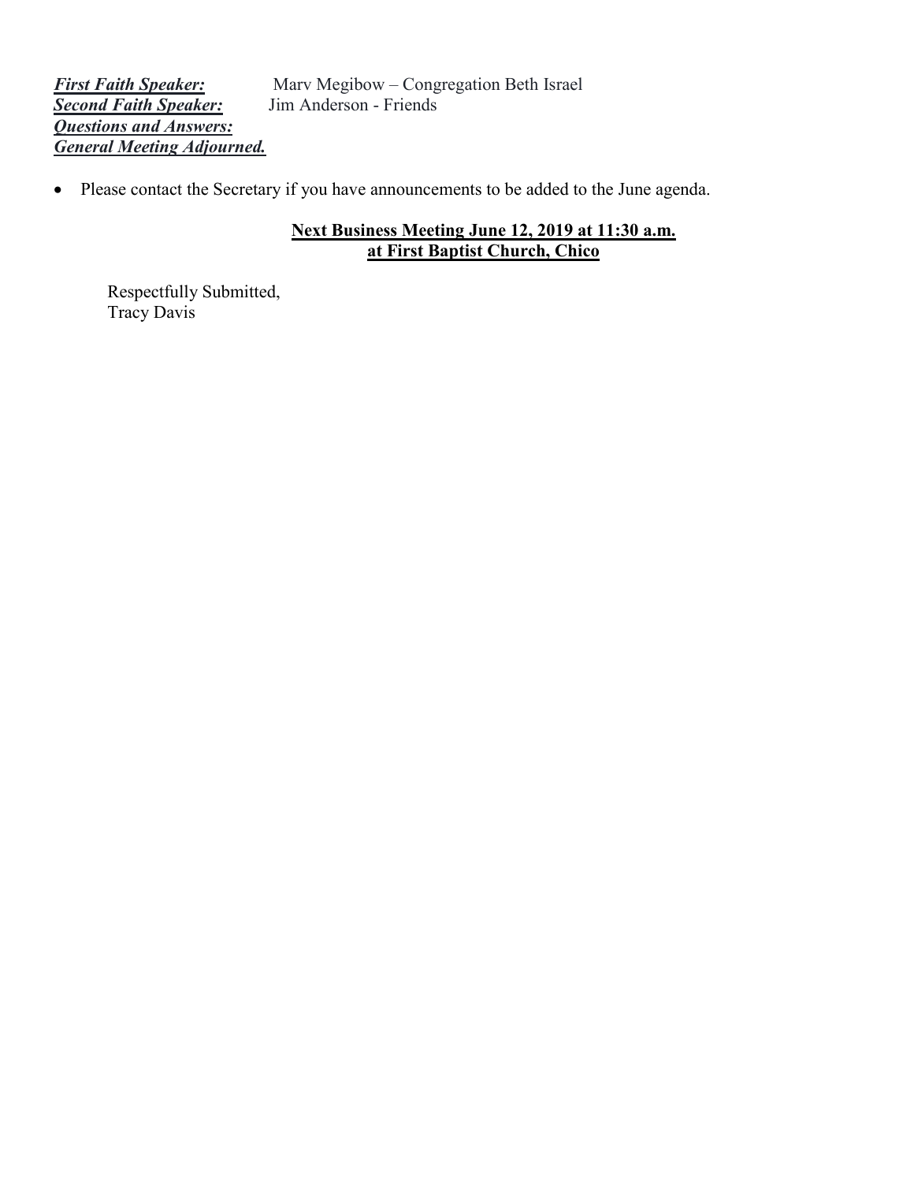***First Faith Speaker:*** Marv Megibow – Congregation Beth Israel
***Second Faith Speaker:*** Jim Anderson - Friends
***Questions and Answers:***
***General Meeting Adjourned.***

- Please contact the Secretary if you have announcements to be added to the June agenda.

**Next Business Meeting June 12, 2019 at 11:30 a.m.**
**at First Baptist Church, Chico**

Respectfully Submitted,
Tracy Davis